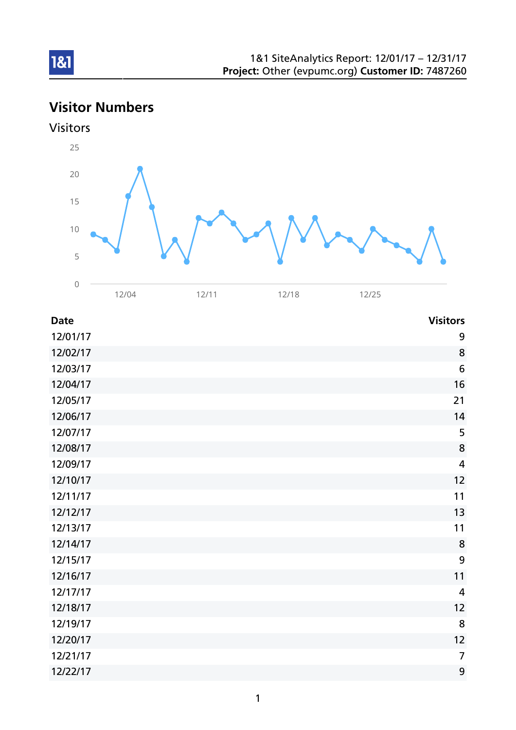1&1 SiteAnalytics Report: 12/01/17 – 12/31/17
**Project:** Other (evpumc.org) **Customer ID:** 7487260

# Visitor Numbers

## Visitors

| Date | Visitors |
|---|---|
| 12/01/17 | 9 |
| 12/02/17 | 8 |
| 12/03/17 | 6 |
| 12/04/17 | 16 |
| 12/05/17 | 21 |
| 12/06/17 | 14 |
| 12/07/17 | 5 |
| 12/08/17 | 8 |
| 12/09/17 | 4 |
| 12/10/17 | 12 |
| 12/11/17 | 11 |
| 12/12/17 | 13 |
| 12/13/17 | 11 |
| 12/14/17 | 8 |
| 12/15/17 | 9 |
| 12/16/17 | 11 |
| 12/17/17 | 4 |
| 12/18/17 | 12 |
| 12/19/17 | 8 |
| 12/20/17 | 12 |
| 12/21/17 | 7 |
| 12/22/17 | 9 |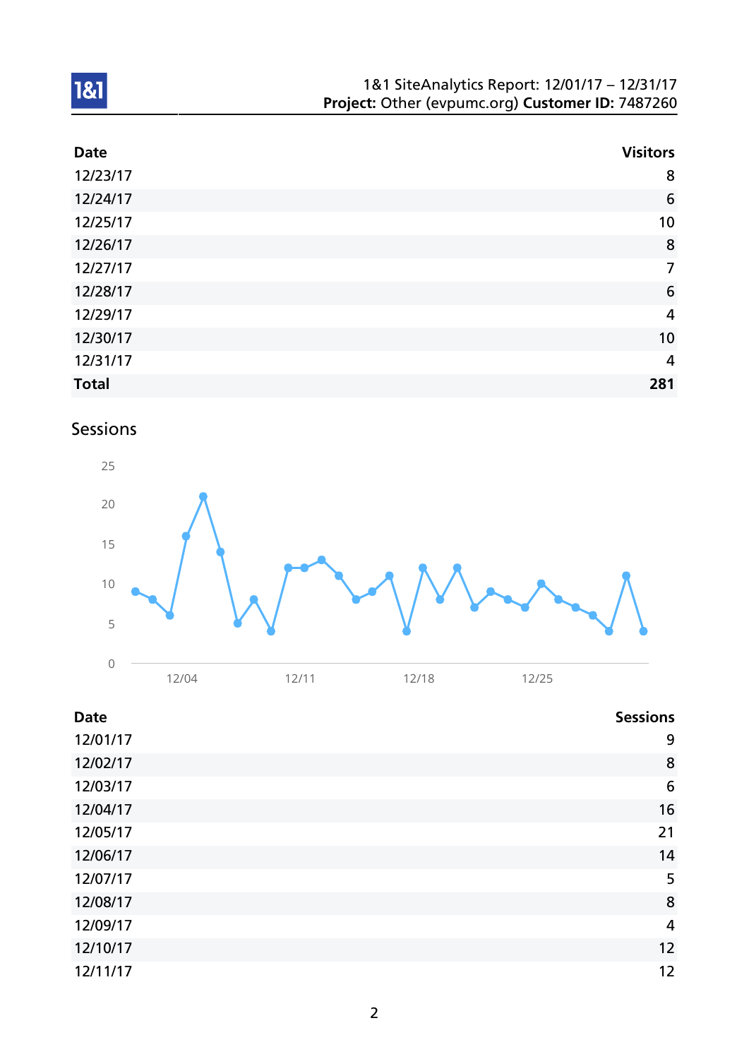| Date | Visitors |
| --- | --- |
| 12/23/17 | 8 |
| 12/24/17 | 6 |
| 12/25/17 | 10 |
| 12/26/17 | 8 |
| 12/27/17 | 7 |
| 12/28/17 | 6 |
| 12/29/17 | 4 |
| 12/30/17 | 10 |
| 12/31/17 | 4 |
| **Total** | **281** |

## Sessions

| Date | Sessions |
| --- | --- |
| 12/01/17 | 9 |
| 12/02/17 | 8 |
| 12/03/17 | 6 |
| 12/04/17 | 16 |
| 12/05/17 | 21 |
| 12/06/17 | 14 |
| 12/07/17 | 5 |
| 12/08/17 | 8 |
| 12/09/17 | 4 |
| 12/10/17 | 12 |
| 12/11/17 | 12 |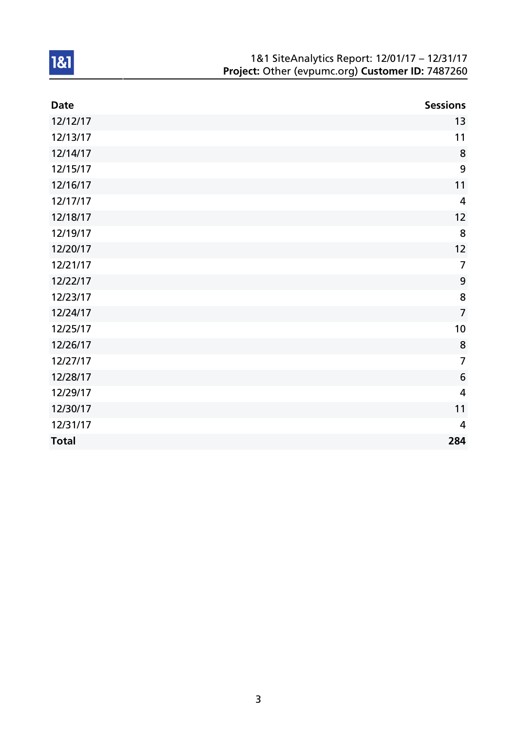1&1 SiteAnalytics Report: 12/01/17 – 12/31/17
**Project:** Other (evpumc.org) **Customer ID:** 7487260

| Date | Sessions |
|---|---:|
| 12/12/17 | 13 |
| 12/13/17 | 11 |
| 12/14/17 | 8 |
| 12/15/17 | 9 |
| 12/16/17 | 11 |
| 12/17/17 | 4 |
| 12/18/17 | 12 |
| 12/19/17 | 8 |
| 12/20/17 | 12 |
| 12/21/17 | 7 |
| 12/22/17 | 9 |
| 12/23/17 | 8 |
| 12/24/17 | 7 |
| 12/25/17 | 10 |
| 12/26/17 | 8 |
| 12/27/17 | 7 |
| 12/28/17 | 6 |
| 12/29/17 | 4 |
| 12/30/17 | 11 |
| 12/31/17 | 4 |
| **Total** | **284** |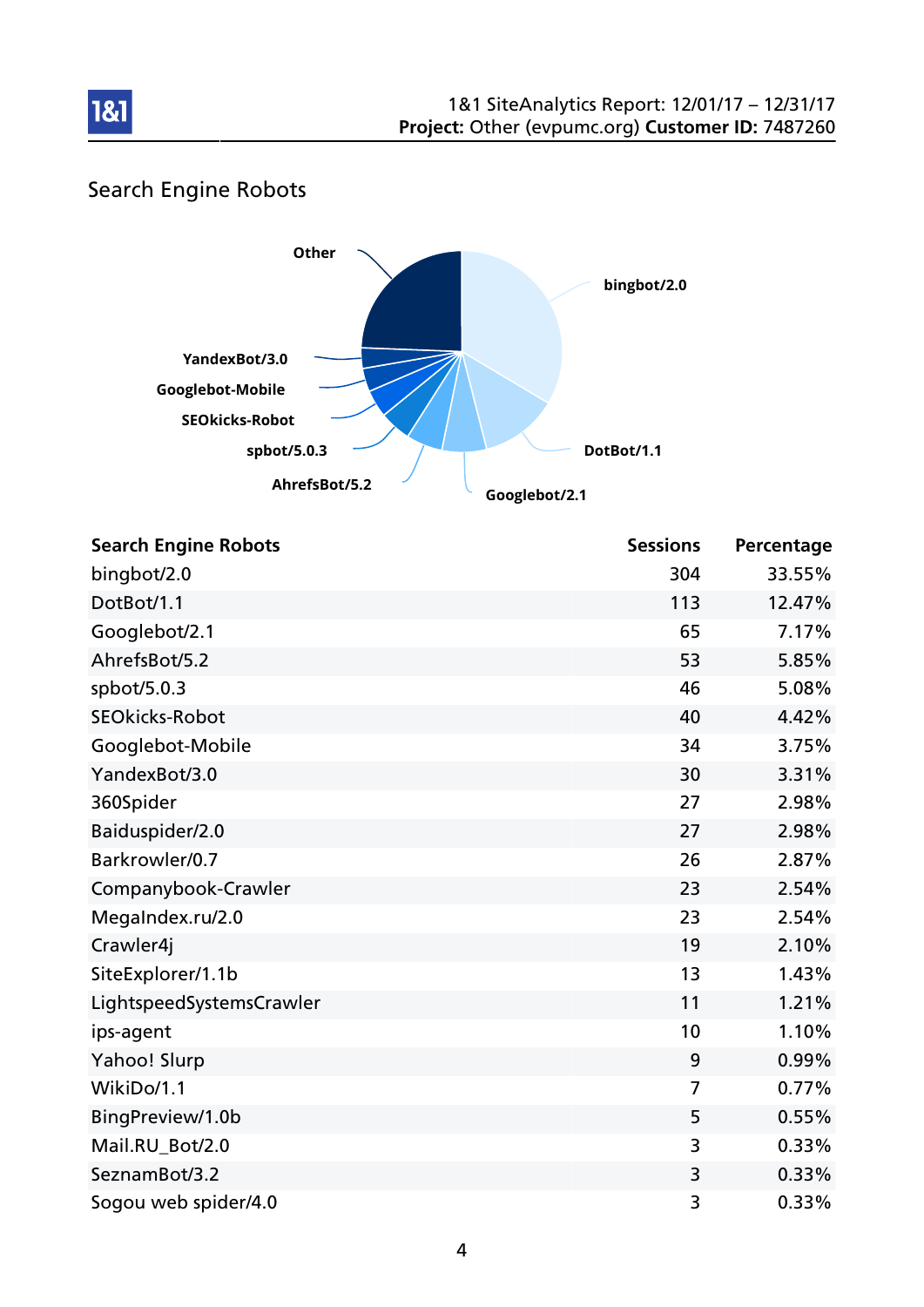## Search Engine Robots

| Search Engine Robots | Sessions | Percentage |
|---|---|---|
| bingbot/2.0 | 304 | 33.55% |
| DotBot/1.1 | 113 | 12.47% |
| Googlebot/2.1 | 65 | 7.17% |
| AhrefsBot/5.2 | 53 | 5.85% |
| spbot/5.0.3 | 46 | 5.08% |
| SEOkicks-Robot | 40 | 4.42% |
| Googlebot-Mobile | 34 | 3.75% |
| YandexBot/3.0 | 30 | 3.31% |
| 360Spider | 27 | 2.98% |
| Baiduspider/2.0 | 27 | 2.98% |
| Barkrowler/0.7 | 26 | 2.87% |
| Companybook-Crawler | 23 | 2.54% |
| MegaIndex.ru/2.0 | 23 | 2.54% |
| Crawler4j | 19 | 2.10% |
| SiteExplorer/1.1b | 13 | 1.43% |
| LightspeedSystemsCrawler | 11 | 1.21% |
| ips-agent | 10 | 1.10% |
| Yahoo! Slurp | 9 | 0.99% |
| WikiDo/1.1 | 7 | 0.77% |
| BingPreview/1.0b | 5 | 0.55% |
| Mail.RU_Bot/2.0 | 3 | 0.33% |
| SeznamBot/3.2 | 3 | 0.33% |
| Sogou web spider/4.0 | 3 | 0.33% |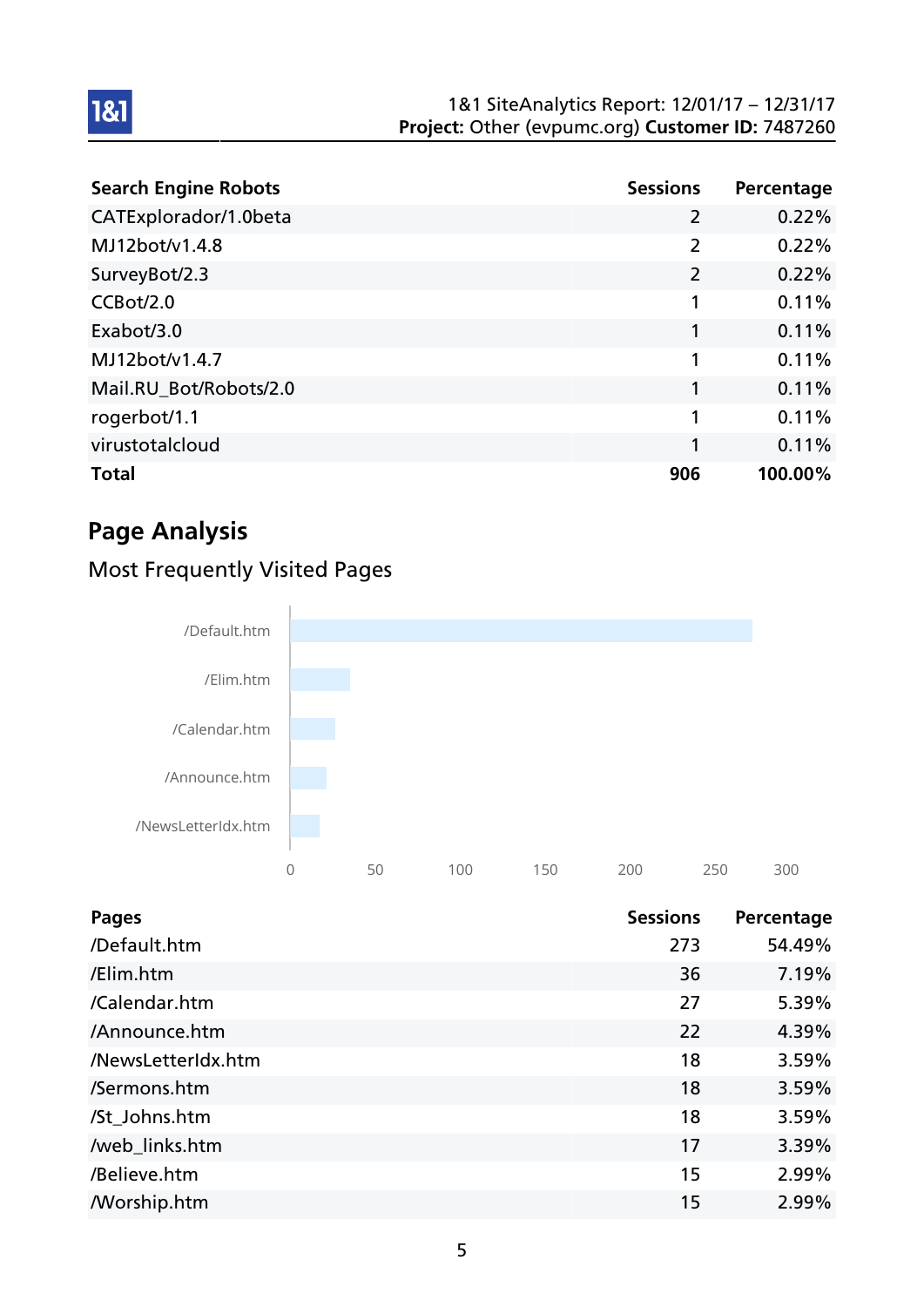| Search Engine Robots | Sessions | Percentage |
|---|---|---|
| CATExplorador/1.0beta | 2 | 0.22% |
| MJ12bot/v1.4.8 | 2 | 0.22% |
| SurveyBot/2.3 | 2 | 0.22% |
| CCBot/2.0 | 1 | 0.11% |
| Exabot/3.0 | 1 | 0.11% |
| MJ12bot/v1.4.7 | 1 | 0.11% |
| Mail.RU_Bot/Robots/2.0 | 1 | 0.11% |
| rogerbot/1.1 | 1 | 0.11% |
| virustotalcloud | 1 | 0.11% |
| **Total** | **906** | **100.00%** |

## Page Analysis

### Most Frequently Visited Pages

| Pages | Sessions | Percentage |
|---|---|---|
| /Default.htm | 273 | 54.49% |
| /Elim.htm | 36 | 7.19% |
| /Calendar.htm | 27 | 5.39% |
| /Announce.htm | 22 | 4.39% |
| /NewsLetterIdx.htm | 18 | 3.59% |
| /Sermons.htm | 18 | 3.59% |
| /St_Johns.htm | 18 | 3.59% |
| /web_links.htm | 17 | 3.39% |
| /Believe.htm | 15 | 2.99% |
| /Worship.htm | 15 | 2.99% |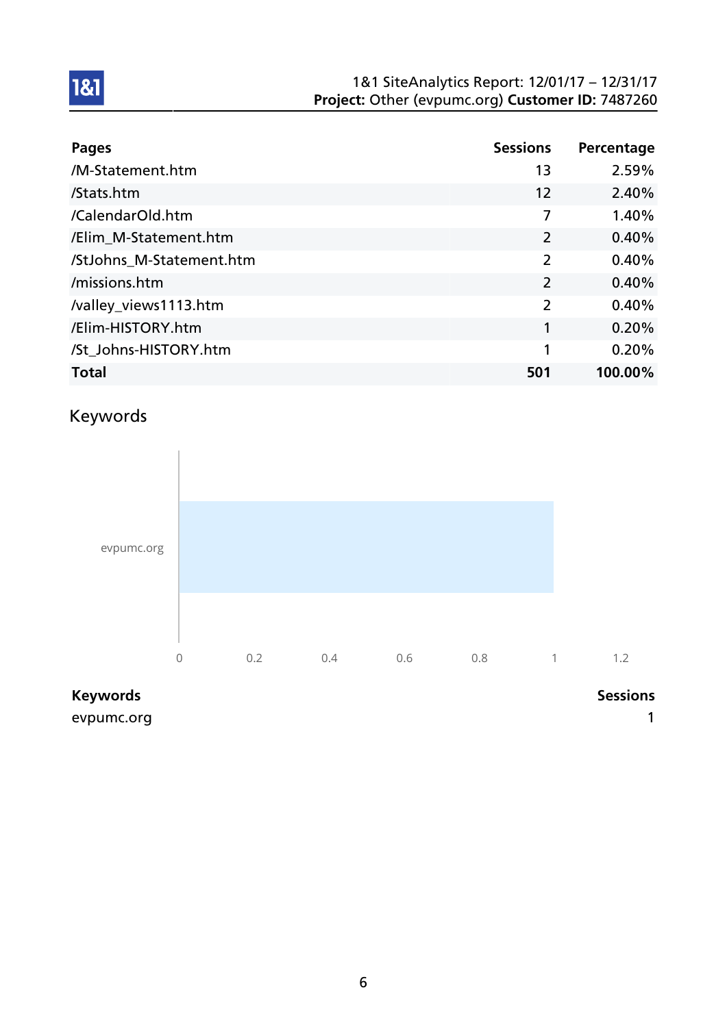| Pages | Sessions | Percentage |
|---|---|---|
| /M-Statement.htm | 13 | 2.59% |
| /Stats.htm | 12 | 2.40% |
| /CalendarOld.htm | 7 | 1.40% |
| /Elim_M-Statement.htm | 2 | 0.40% |
| /StJohns_M-Statement.htm | 2 | 0.40% |
| /missions.htm | 2 | 0.40% |
| /valley_views1113.htm | 2 | 0.40% |
| /Elim-HISTORY.htm | 1 | 0.20% |
| /St_Johns-HISTORY.htm | 1 | 0.20% |
| **Total** | **501** | **100.00%** |

## Keywords

| Keywords | Sessions |
|---|---|
| evpumc.org | 1 |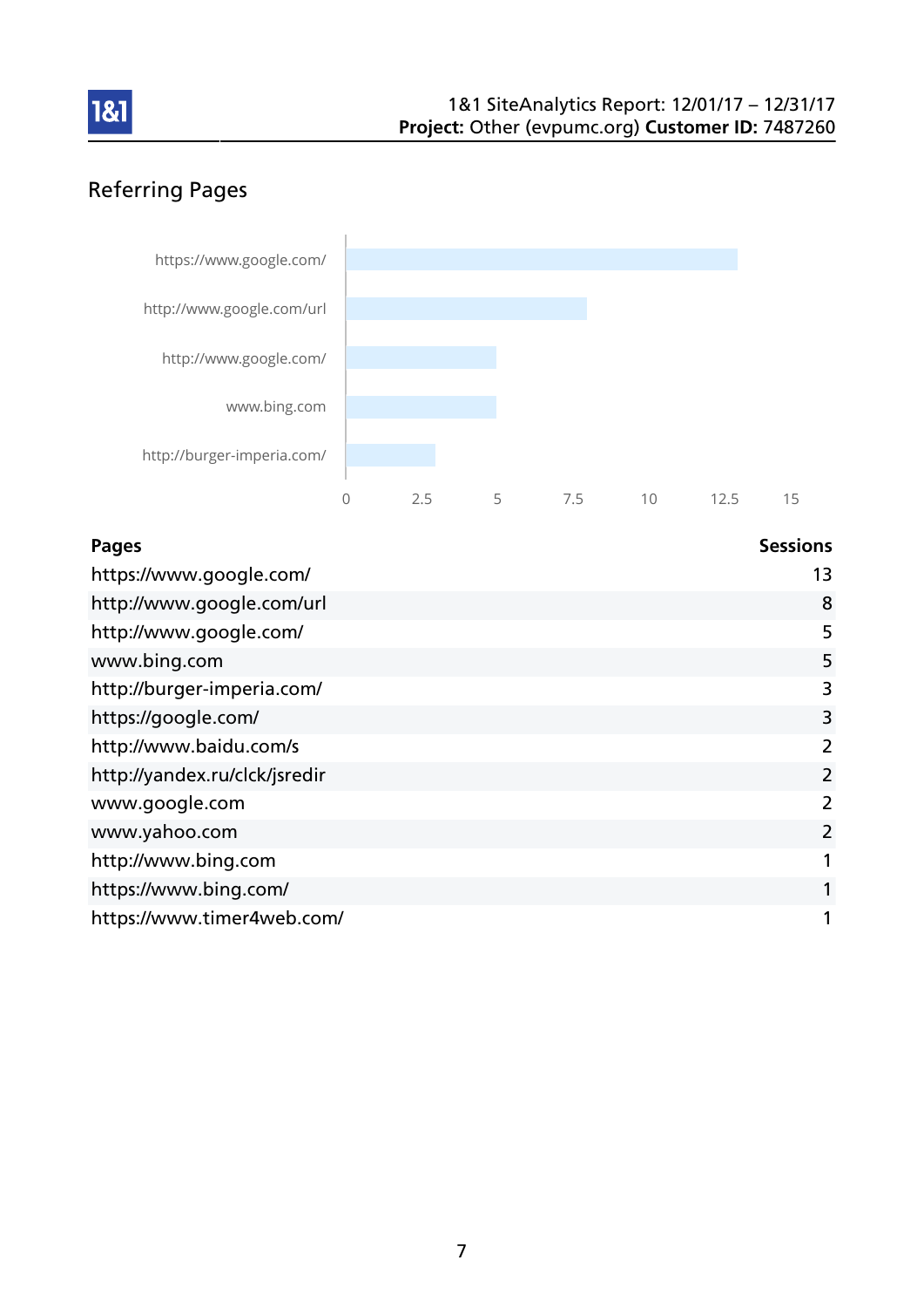## Referring Pages

| Pages | Sessions |
| --- | --- |
| https://www.google.com/ | 13 |
| http://www.google.com/url | 8 |
| http://www.google.com/ | 5 |
| www.bing.com | 5 |
| http://burger-imperia.com/ | 3 |
| https://google.com/ | 3 |
| http://www.baidu.com/s | 2 |
| http://yandex.ru/clck/jsredir | 2 |
| www.google.com | 2 |
| www.yahoo.com | 2 |
| http://www.bing.com | 1 |
| https://www.bing.com/ | 1 |
| https://www.timer4web.com/ | 1 |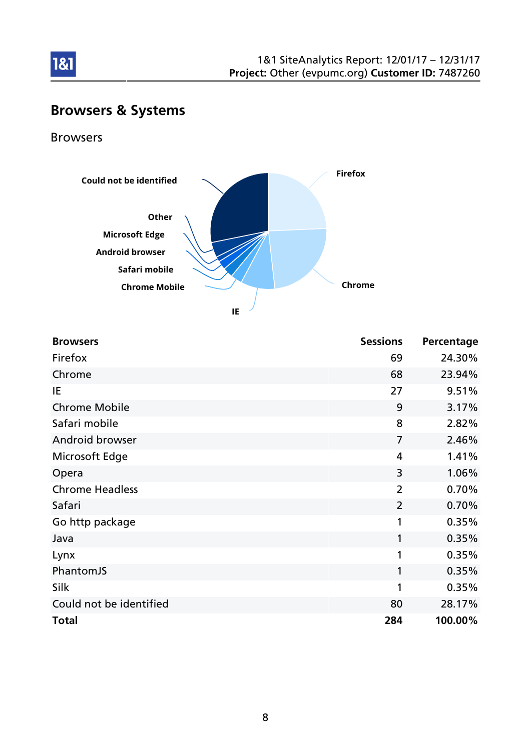# Browsers & Systems

## Browsers

| Browsers | Sessions | Percentage |
|---|---|---|
| Firefox | 69 | 24.30% |
| Chrome | 68 | 23.94% |
| IE | 27 | 9.51% |
| Chrome Mobile | 9 | 3.17% |
| Safari mobile | 8 | 2.82% |
| Android browser | 7 | 2.46% |
| Microsoft Edge | 4 | 1.41% |
| Opera | 3 | 1.06% |
| Chrome Headless | 2 | 0.70% |
| Safari | 2 | 0.70% |
| Go http package | 1 | 0.35% |
| Java | 1 | 0.35% |
| Lynx | 1 | 0.35% |
| PhantomJS | 1 | 0.35% |
| Silk | 1 | 0.35% |
| Could not be identified | 80 | 28.17% |
| **Total** | **284** | **100.00%** |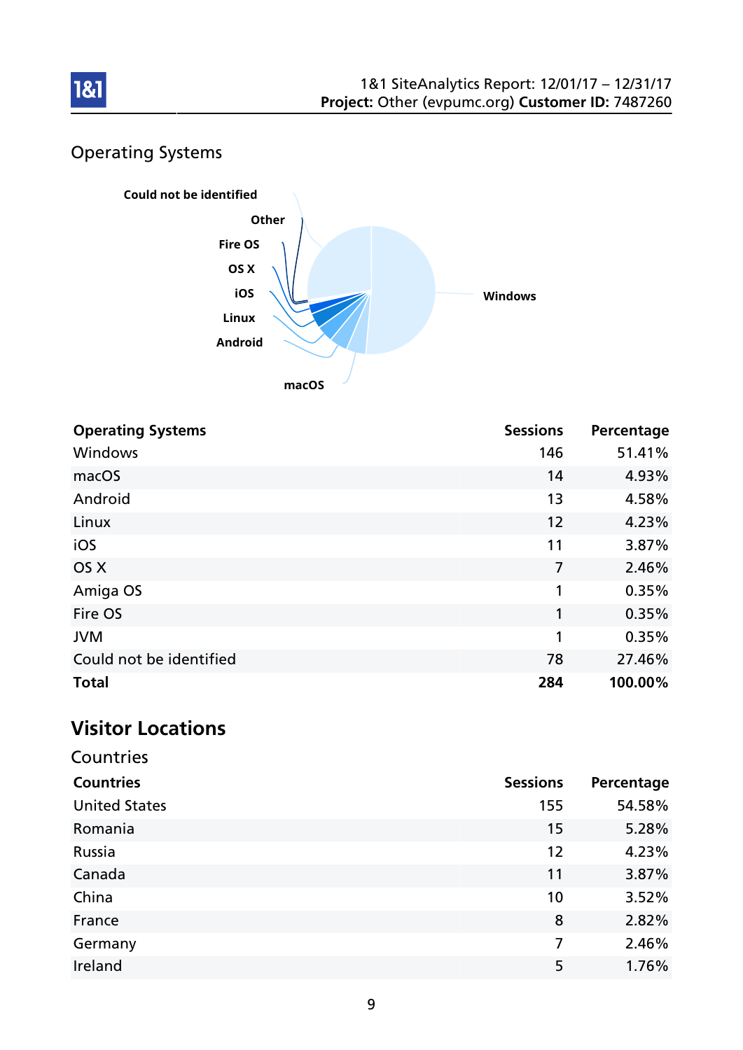## Operating Systems

| Operating Systems | Sessions | Percentage |
|---|---|---|
| Windows | 146 | 51.41% |
| macOS | 14 | 4.93% |
| Android | 13 | 4.58% |
| Linux | 12 | 4.23% |
| iOS | 11 | 3.87% |
| OS X | 7 | 2.46% |
| Amiga OS | 1 | 0.35% |
| Fire OS | 1 | 0.35% |
| JVM | 1 | 0.35% |
| Could not be identified | 78 | 27.46% |
| **Total** | **284** | **100.00%** |

# Visitor Locations

## Countries

| Countries | Sessions | Percentage |
|---|---|---|
| United States | 155 | 54.58% |
| Romania | 15 | 5.28% |
| Russia | 12 | 4.23% |
| Canada | 11 | 3.87% |
| China | 10 | 3.52% |
| France | 8 | 2.82% |
| Germany | 7 | 2.46% |
| Ireland | 5 | 1.76% |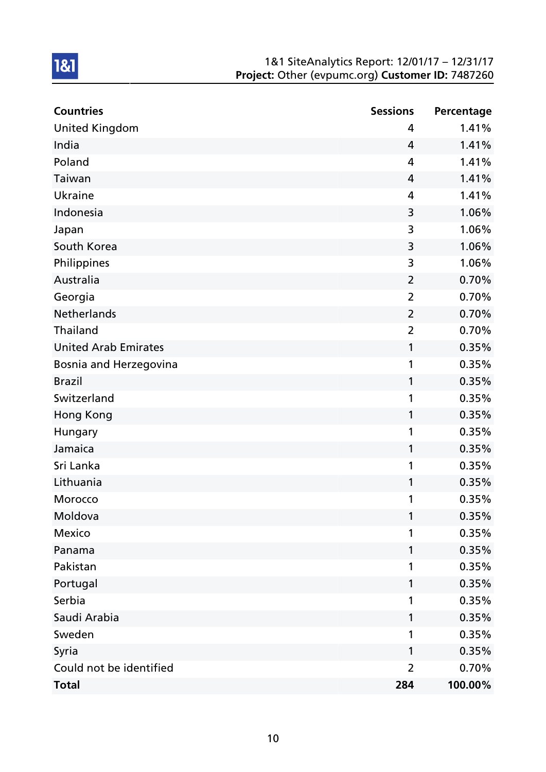| Countries | Sessions | Percentage |
|---|---|---|
| United Kingdom | 4 | 1.41% |
| India | 4 | 1.41% |
| Poland | 4 | 1.41% |
| Taiwan | 4 | 1.41% |
| Ukraine | 4 | 1.41% |
| Indonesia | 3 | 1.06% |
| Japan | 3 | 1.06% |
| South Korea | 3 | 1.06% |
| Philippines | 3 | 1.06% |
| Australia | 2 | 0.70% |
| Georgia | 2 | 0.70% |
| Netherlands | 2 | 0.70% |
| Thailand | 2 | 0.70% |
| United Arab Emirates | 1 | 0.35% |
| Bosnia and Herzegovina | 1 | 0.35% |
| Brazil | 1 | 0.35% |
| Switzerland | 1 | 0.35% |
| Hong Kong | 1 | 0.35% |
| Hungary | 1 | 0.35% |
| Jamaica | 1 | 0.35% |
| Sri Lanka | 1 | 0.35% |
| Lithuania | 1 | 0.35% |
| Morocco | 1 | 0.35% |
| Moldova | 1 | 0.35% |
| Mexico | 1 | 0.35% |
| Panama | 1 | 0.35% |
| Pakistan | 1 | 0.35% |
| Portugal | 1 | 0.35% |
| Serbia | 1 | 0.35% |
| Saudi Arabia | 1 | 0.35% |
| Sweden | 1 | 0.35% |
| Syria | 1 | 0.35% |
| Could not be identified | 2 | 0.70% |
| **Total** | **284** | **100.00%** |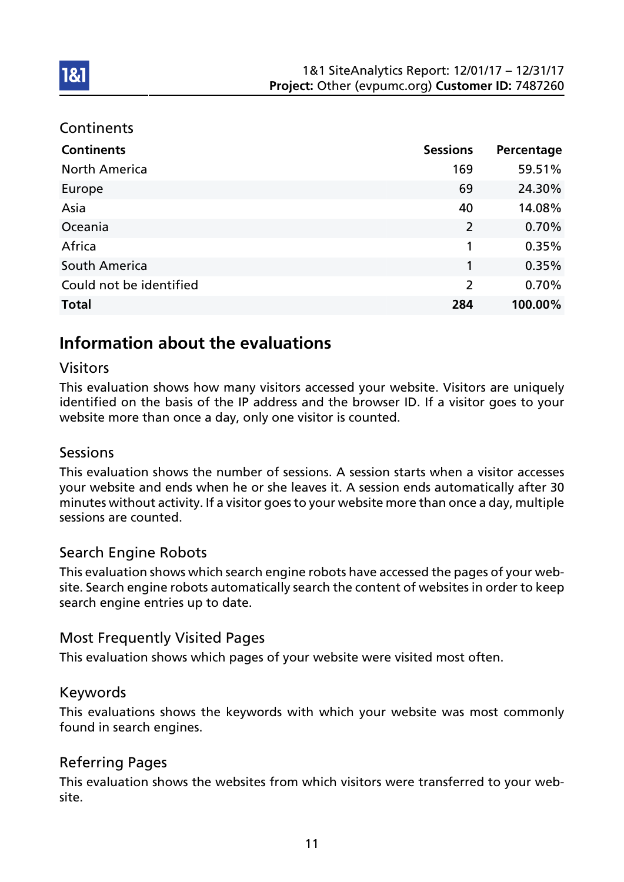## Continents

| Continents | Sessions | Percentage |
|---|---:|---:|
| North America | 169 | 59.51% |
| Europe | 69 | 24.30% |
| Asia | 40 | 14.08% |
| Oceania | 2 | 0.70% |
| Africa | 1 | 0.35% |
| South America | 1 | 0.35% |
| Could not be identified | 2 | 0.70% |
| **Total** | **284** | **100.00%** |

# Information about the evaluations

## Visitors

This evaluation shows how many visitors accessed your website. Visitors are uniquely identified on the basis of the IP address and the browser ID. If a visitor goes to your website more than once a day, only one visitor is counted.

## Sessions

This evaluation shows the number of sessions. A session starts when a visitor accesses your website and ends when he or she leaves it. A session ends automatically after 30 minutes without activity. If a visitor goes to your website more than once a day, multiple sessions are counted.

## Search Engine Robots

This evaluation shows which search engine robots have accessed the pages of your website. Search engine robots automatically search the content of websites in order to keep search engine entries up to date.

## Most Frequently Visited Pages

This evaluation shows which pages of your website were visited most often.

## Keywords

This evaluations shows the keywords with which your website was most commonly found in search engines.

## Referring Pages

This evaluation shows the websites from which visitors were transferred to your website.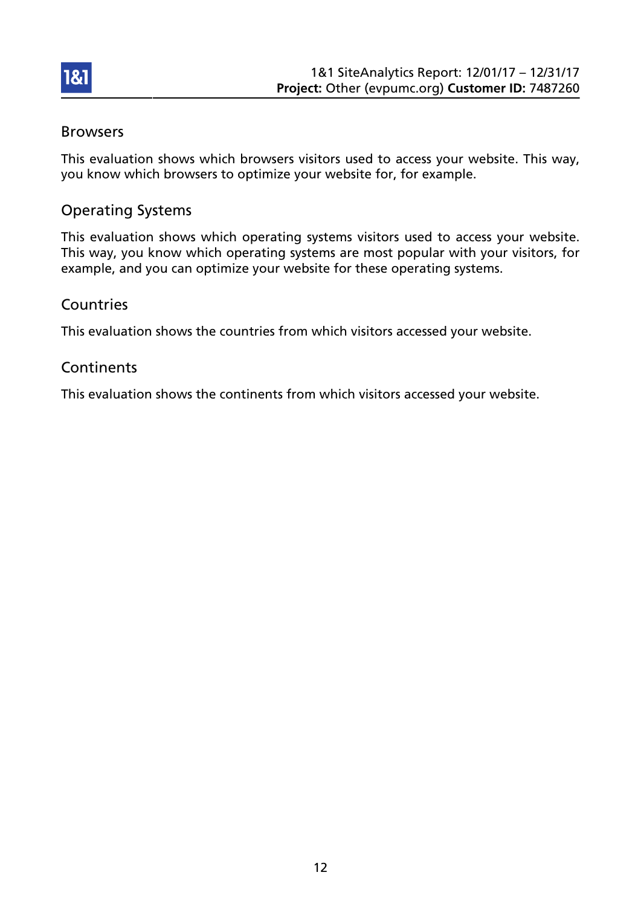## Browsers

This evaluation shows which browsers visitors used to access your website. This way, you know which browsers to optimize your website for, for example.

## Operating Systems

This evaluation shows which operating systems visitors used to access your website. This way, you know which operating systems are most popular with your visitors, for example, and you can optimize your website for these operating systems.

## Countries

This evaluation shows the countries from which visitors accessed your website.

## Continents

This evaluation shows the continents from which visitors accessed your website.